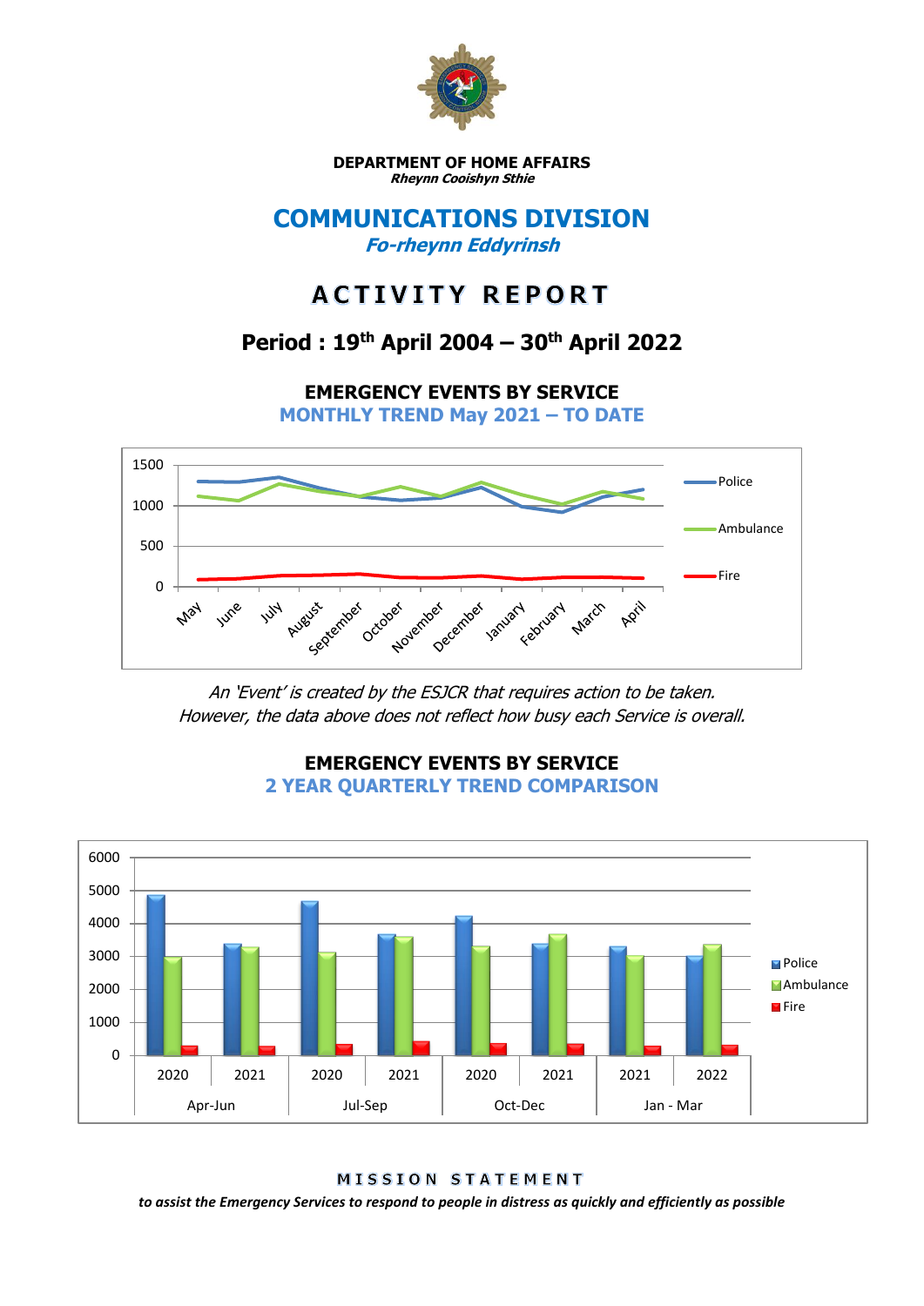**DEPARTMENT OF HOME AFFAIRS**
***Rheynn Cooishyn Sthie***

# COMMUNICATIONS DIVISION

***Fo-rheynn Eddyrinsh***

## ACTIVITY REPORT

### Period : 19th April 2004 – 30th April 2022

### EMERGENCY EVENTS BY SERVICE

**MONTHLY TREND May 2021 – TO DATE**

*An 'Event' is created by the ESJCR that requires action to be taken. However, the data above does not reflect how busy each Service is overall.*

### EMERGENCY EVENTS BY SERVICE

**2 YEAR QUARTERLY TREND COMPARISON**

**MISSION STATEMENT**

***to assist the Emergency Services to respond to people in distress as quickly and efficiently as possible***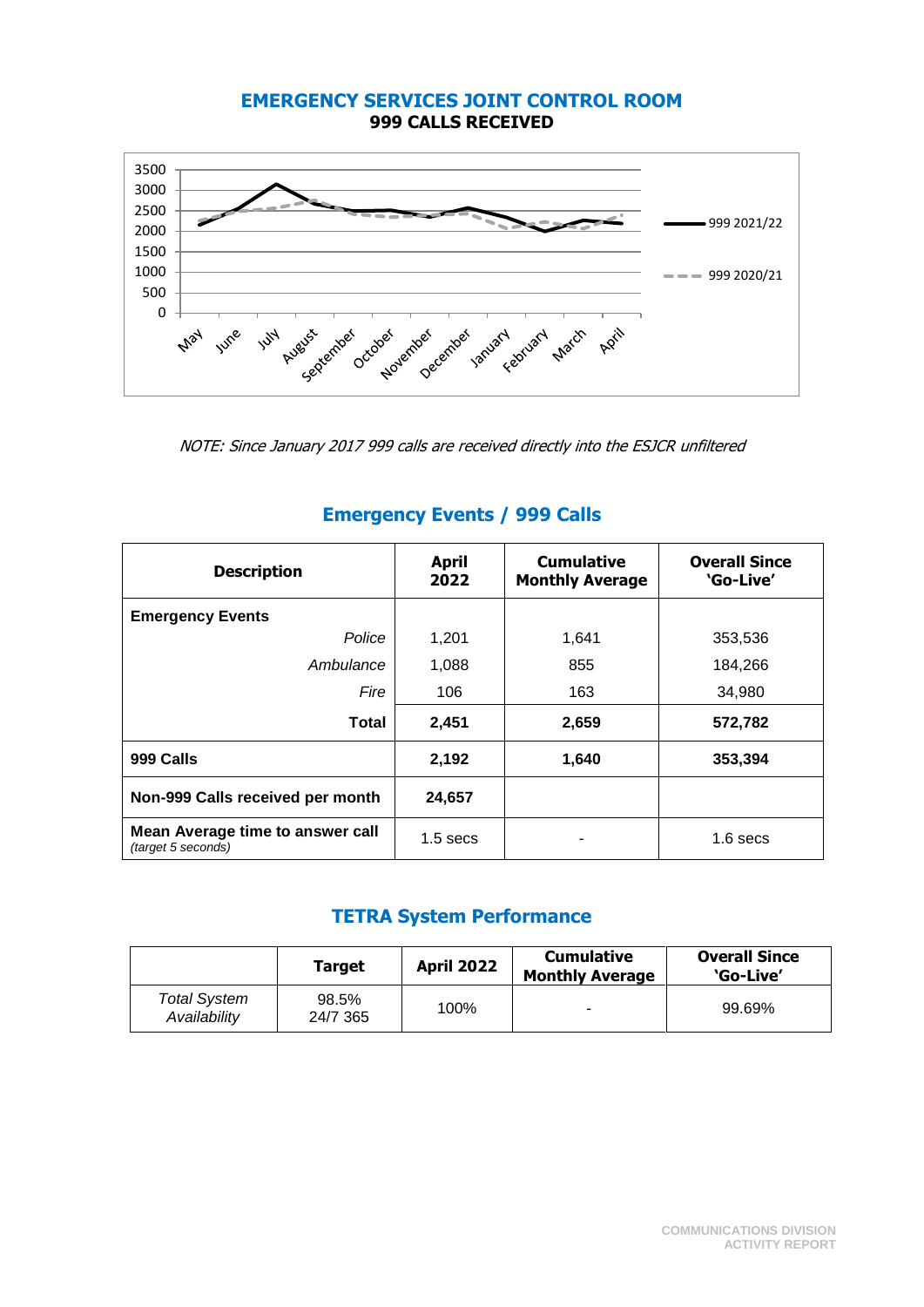## EMERGENCY SERVICES JOINT CONTROL ROOM
### 999 CALLS RECEIVED

3500
3000
2500
2000
1500
1000
500
0

May June July August September October November December January February March April

999 2021/22
999 2020/21

*NOTE: Since January 2017 999 calls are received directly into the ESJCR unfiltered*

## Emergency Events / 999 Calls

| Description | April 2022 | Cumulative Monthly Average | Overall Since 'Go-Live' |
|---|---|---|---|
| **Emergency Events** | | | |
| *Police* | 1,201 | 1,641 | 353,536 |
| *Ambulance* | 1,088 | 855 | 184,266 |
| *Fire* | 106 | 163 | 34,980 |
| **Total** | **2,451** | **2,659** | **572,782** |
| **999 Calls** | **2,192** | **1,640** | **353,394** |
| **Non-999 Calls received per month** | **24,657** | | |
| **Mean Average time to answer call** *(target 5 seconds)* | 1.5 secs | - | 1.6 secs |

## TETRA System Performance

| | Target | April 2022 | Cumulative Monthly Average | Overall Since 'Go-Live' |
|---|---|---|---|---|
| *Total System Availability* | 98.5% 24/7 365 | 100% | - | 99.69% |